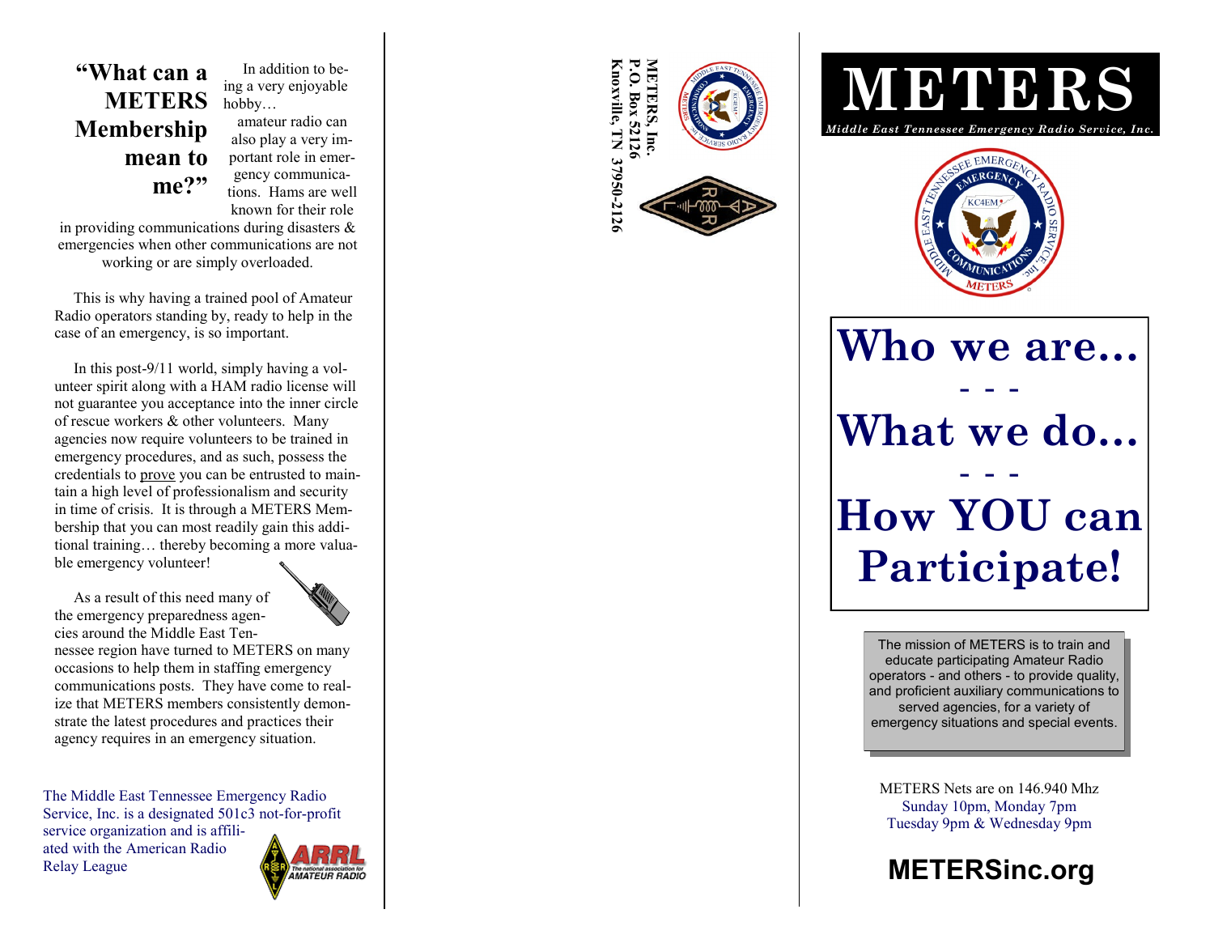## "What can a METERS Membership mean to me?"

In addition to being a very enjoyable hobby… amateur radio can also play a very important role in emergency communications. Hams are well known for their role in providing communications during disasters & emergencies when other communications are not working or are simply overloaded.

This is why having a trained pool of Amateur Radio operators standing by, ready to help in the case of an emergency, is so important.

In this post-9/11 world, simply having a volunteer spirit along with a HAM radio license will not guarantee you acceptance into the inner circle of rescue workers & other volunteers. Many agencies now require volunteers to be trained in emergency procedures, and as such, possess the credentials to prove you can be entrusted to maintain a high level of professionalism and security in time of crisis. It is through a METERS Membership that you can most readily gain this additional training… thereby becoming a more valuable emergency volunteer!

As a result of this need many of the emergency preparedness agencies around the Middle East Tennessee region have turned to METERS on many occasions to help them in staffing emergency communications posts. They have come to realize that METERS members consistently demonstrate the latest procedures and practices their agency requires in an emergency situation.

The Middle East Tennessee Emergency Radio Service, Inc. is a designated 501c3 not-for-profit service organization and is affiliated with the American Radio Relay League

**METERS, Inc.**
**P.O. Box 52126**
**Knoxville, TN 37950-2126**

# METERS

*Middle East Tennessee Emergency Radio Service, Inc.*

# Who we are…
# - - -
# What we do…
# - - -
# How YOU can Participate!

The mission of METERS is to train and educate participating Amateur Radio operators - and others - to provide quality, and proficient auxiliary communications to served agencies, for a variety of emergency situations and special events.

METERS Nets are on 146.940 Mhz
Sunday 10pm, Monday 7pm
Tuesday 9pm & Wednesday 9pm

**METERSinc.org**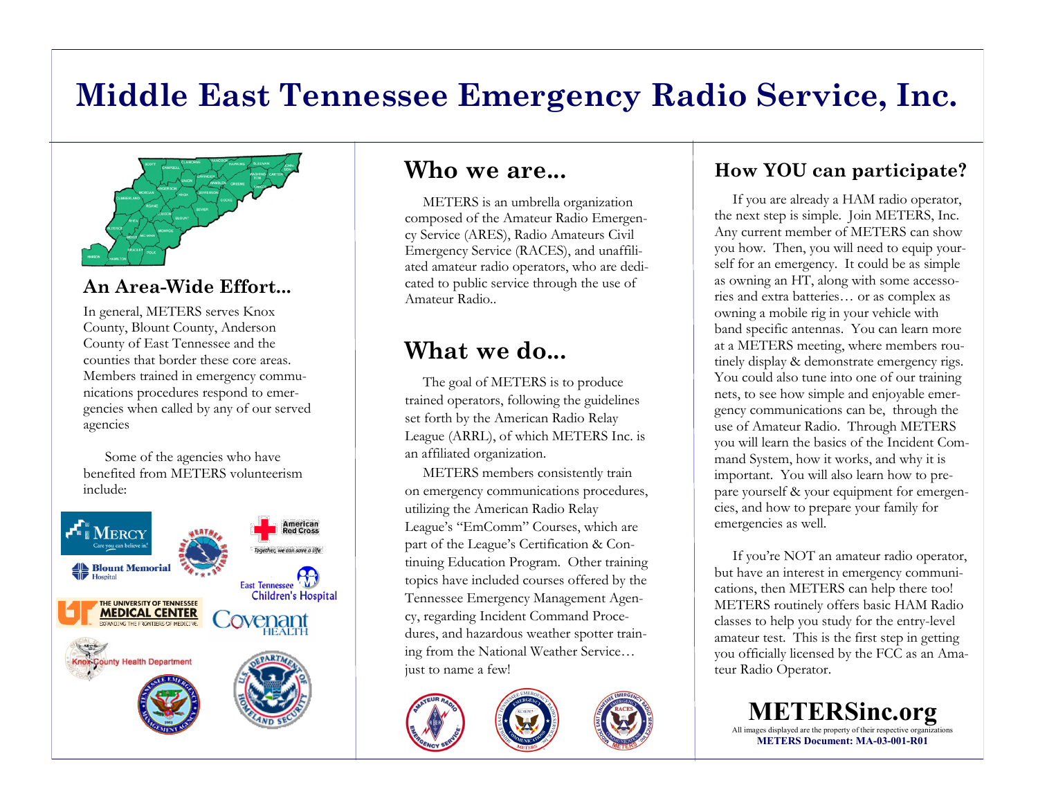# Middle East Tennessee Emergency Radio Service, Inc.

## An Area-Wide Effort...

In general, METERS serves Knox County, Blount County, Anderson County of East Tennessee and the counties that border these core areas. Members trained in emergency communications procedures respond to emergencies when called by any of our served agencies

Some of the agencies who have benefited from METERS volunteerism include:

## Who we are...

METERS is an umbrella organization composed of the Amateur Radio Emergency Service (ARES), Radio Amateurs Civil Emergency Service (RACES), and unaffiliated amateur radio operators, who are dedicated to public service through the use of Amateur Radio..

## What we do...

The goal of METERS is to produce trained operators, following the guidelines set forth by the American Radio Relay League (ARRL), of which METERS Inc. is an affiliated organization.

METERS members consistently train on emergency communications procedures, utilizing the American Radio Relay League's "EmComm" Courses, which are part of the League's Certification & Continuing Education Program. Other training topics have included courses offered by the Tennessee Emergency Management Agency, regarding Incident Command Procedures, and hazardous weather spotter training from the National Weather Service… just to name a few!

## How YOU can participate?

If you are already a HAM radio operator, the next step is simple. Join METERS, Inc. Any current member of METERS can show you how. Then, you will need to equip yourself for an emergency. It could be as simple as owning an HT, along with some accessories and extra batteries… or as complex as owning a mobile rig in your vehicle with band specific antennas. You can learn more at a METERS meeting, where members routinely display & demonstrate emergency rigs. You could also tune into one of our training nets, to see how simple and enjoyable emergency communications can be, through the use of Amateur Radio. Through METERS you will learn the basics of the Incident Command System, how it works, and why it is important. You will also learn how to prepare yourself & your equipment for emergencies, and how to prepare your family for emergencies as well.

If you're NOT an amateur radio operator, but have an interest in emergency communications, then METERS can help there too! METERS routinely offers basic HAM Radio classes to help you study for the entry-level amateur test. This is the first step in getting you officially licensed by the FCC as an Amateur Radio Operator.

**METERSinc.org**

All images displayed are the property of their respective organizations

**METERS Document: MA-03-001-R01**